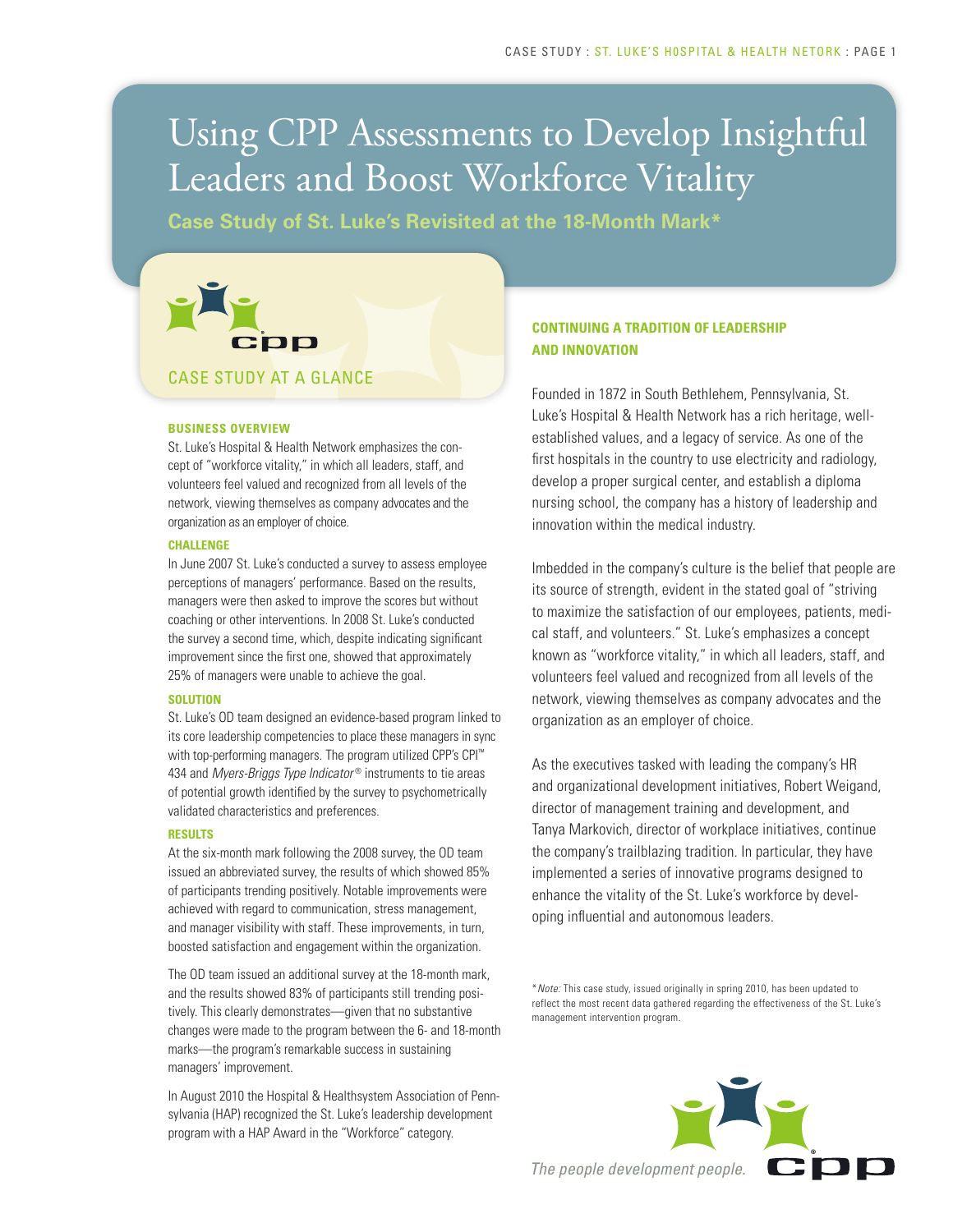# Using CPP Assessments to Develop Insightful Leaders and Boost Workforce Vitality

## Case Study of St. Luke's Revisited at the 18-Month Mark*

## CASE STUDY AT A GLANCE

### BUSINESS OVERVIEW

St. Luke's Hospital & Health Network emphasizes the concept of "workforce vitality," in which all leaders, staff, and volunteers feel valued and recognized from all levels of the network, viewing themselves as company advocates and the organization as an employer of choice.

### CHALLENGE

In June 2007 St. Luke's conducted a survey to assess employee perceptions of managers' performance. Based on the results, managers were then asked to improve the scores but without coaching or other interventions. In 2008 St. Luke's conducted the survey a second time, which, despite indicating significant improvement since the first one, showed that approximately 25% of managers were unable to achieve the goal.

### SOLUTION

St. Luke's OD team designed an evidence-based program linked to its core leadership competencies to place these managers in sync with top-performing managers. The program utilized CPP's CPI™ 434 and *Myers-Briggs Type Indicator®* instruments to tie areas of potential growth identified by the survey to psychometrically validated characteristics and preferences.

### RESULTS

At the six-month mark following the 2008 survey, the OD team issued an abbreviated survey, the results of which showed 85% of participants trending positively. Notable improvements were achieved with regard to communication, stress management, and manager visibility with staff. These improvements, in turn, boosted satisfaction and engagement within the organization.

The OD team issued an additional survey at the 18-month mark, and the results showed 83% of participants still trending positively. This clearly demonstrates—given that no substantive changes were made to the program between the 6- and 18-month marks—the program's remarkable success in sustaining managers' improvement.

In August 2010 the Hospital & Healthsystem Association of Pennsylvania (HAP) recognized the St. Luke's leadership development program with a HAP Award in the "Workforce" category.

## CONTINUING A TRADITION OF LEADERSHIP AND INNOVATION

Founded in 1872 in South Bethlehem, Pennsylvania, St. Luke's Hospital & Health Network has a rich heritage, well-established values, and a legacy of service. As one of the first hospitals in the country to use electricity and radiology, develop a proper surgical center, and establish a diploma nursing school, the company has a history of leadership and innovation within the medical industry.

Imbedded in the company's culture is the belief that people are its source of strength, evident in the stated goal of "striving to maximize the satisfaction of our employees, patients, medical staff, and volunteers." St. Luke's emphasizes a concept known as "workforce vitality," in which all leaders, staff, and volunteers feel valued and recognized from all levels of the network, viewing themselves as company advocates and the organization as an employer of choice.

As the executives tasked with leading the company's HR and organizational development initiatives, Robert Weigand, director of management training and development, and Tanya Markovich, director of workplace initiatives, continue the company's trailblazing tradition. In particular, they have implemented a series of innovative programs designed to enhance the vitality of the St. Luke's workforce by developing influential and autonomous leaders.

**Note:* This case study, issued originally in spring 2010, has been updated to reflect the most recent data gathered regarding the effectiveness of the St. Luke's management intervention program.

*The people development people.*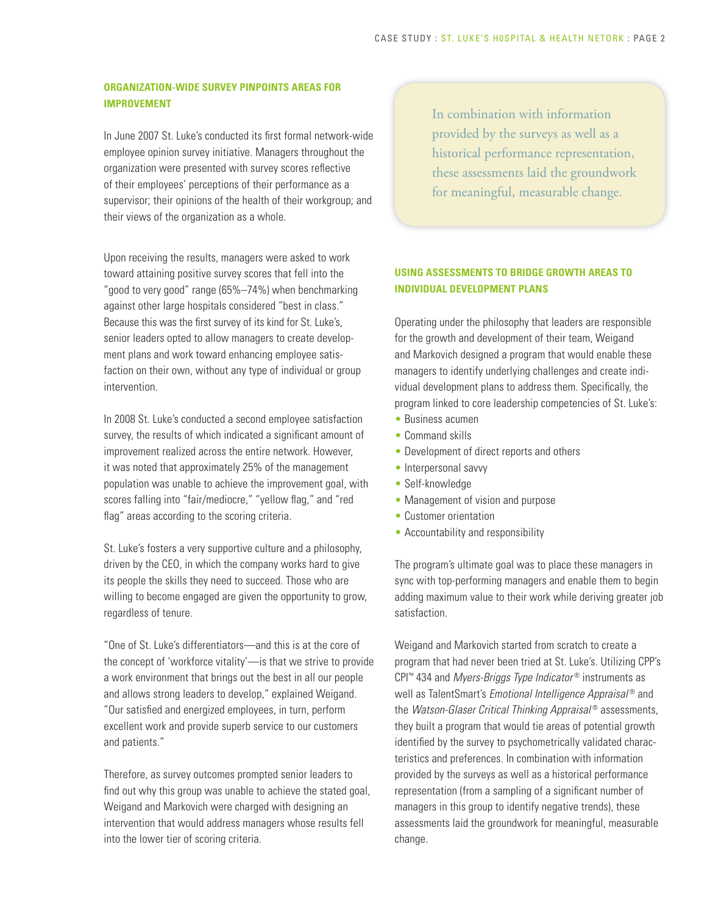## ORGANIZATION-WIDE SURVEY PINPOINTS AREAS FOR IMPROVEMENT

In June 2007 St. Luke's conducted its first formal network-wide employee opinion survey initiative. Managers throughout the organization were presented with survey scores reflective of their employees' perceptions of their performance as a supervisor; their opinions of the health of their workgroup; and their views of the organization as a whole.

Upon receiving the results, managers were asked to work toward attaining positive survey scores that fell into the "good to very good" range (65%–74%) when benchmarking against other large hospitals considered "best in class." Because this was the first survey of its kind for St. Luke's, senior leaders opted to allow managers to create development plans and work toward enhancing employee satisfaction on their own, without any type of individual or group intervention.

In 2008 St. Luke's conducted a second employee satisfaction survey, the results of which indicated a significant amount of improvement realized across the entire network. However, it was noted that approximately 25% of the management population was unable to achieve the improvement goal, with scores falling into "fair/mediocre," "yellow flag," and "red flag" areas according to the scoring criteria.

St. Luke's fosters a very supportive culture and a philosophy, driven by the CEO, in which the company works hard to give its people the skills they need to succeed. Those who are willing to become engaged are given the opportunity to grow, regardless of tenure.

"One of St. Luke's differentiators—and this is at the core of the concept of 'workforce vitality'—is that we strive to provide a work environment that brings out the best in all our people and allows strong leaders to develop," explained Weigand. "Our satisfied and energized employees, in turn, perform excellent work and provide superb service to our customers and patients."

Therefore, as survey outcomes prompted senior leaders to find out why this group was unable to achieve the stated goal, Weigand and Markovich were charged with designing an intervention that would address managers whose results fell into the lower tier of scoring criteria.

> In combination with information provided by the surveys as well as a historical performance representation, these assessments laid the groundwork for meaningful, measurable change.

## USING ASSESSMENTS TO BRIDGE GROWTH AREAS TO INDIVIDUAL DEVELOPMENT PLANS

Operating under the philosophy that leaders are responsible for the growth and development of their team, Weigand and Markovich designed a program that would enable these managers to identify underlying challenges and create individual development plans to address them. Specifically, the program linked to core leadership competencies of St. Luke's:

- Business acumen
- Command skills
- Development of direct reports and others
- Interpersonal savvy
- Self-knowledge
- Management of vision and purpose
- Customer orientation
- Accountability and responsibility

The program's ultimate goal was to place these managers in sync with top-performing managers and enable them to begin adding maximum value to their work while deriving greater job satisfaction.

Weigand and Markovich started from scratch to create a program that had never been tried at St. Luke's. Utilizing CPP's CPI™ 434 and *Myers-Briggs Type Indicator*® instruments as well as TalentSmart's *Emotional Intelligence Appraisal*® and the *Watson-Glaser Critical Thinking Appraisal*® assessments, they built a program that would tie areas of potential growth identified by the survey to psychometrically validated characteristics and preferences. In combination with information provided by the surveys as well as a historical performance representation (from a sampling of a significant number of managers in this group to identify negative trends), these assessments laid the groundwork for meaningful, measurable change.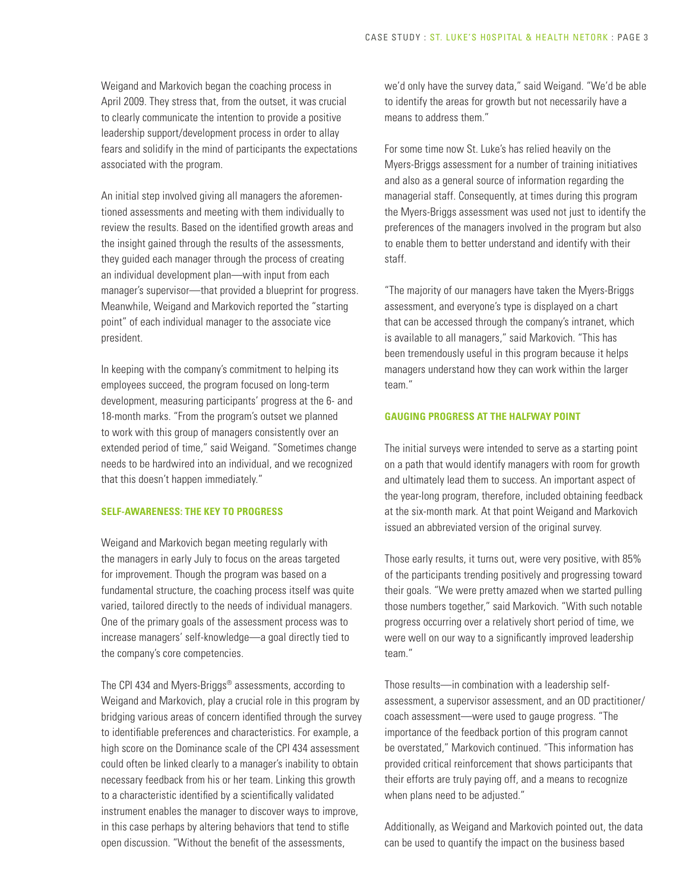Weigand and Markovich began the coaching process in April 2009. They stress that, from the outset, it was crucial to clearly communicate the intention to provide a positive leadership support/development process in order to allay fears and solidify in the mind of participants the expectations associated with the program.

An initial step involved giving all managers the aforementioned assessments and meeting with them individually to review the results. Based on the identified growth areas and the insight gained through the results of the assessments, they guided each manager through the process of creating an individual development plan—with input from each manager's supervisor—that provided a blueprint for progress. Meanwhile, Weigand and Markovich reported the "starting point" of each individual manager to the associate vice president.

In keeping with the company's commitment to helping its employees succeed, the program focused on long-term development, measuring participants' progress at the 6- and 18-month marks. "From the program's outset we planned to work with this group of managers consistently over an extended period of time," said Weigand. "Sometimes change needs to be hardwired into an individual, and we recognized that this doesn't happen immediately."

## SELF-AWARENESS: THE KEY TO PROGRESS

Weigand and Markovich began meeting regularly with the managers in early July to focus on the areas targeted for improvement. Though the program was based on a fundamental structure, the coaching process itself was quite varied, tailored directly to the needs of individual managers. One of the primary goals of the assessment process was to increase managers' self-knowledge—a goal directly tied to the company's core competencies.

The CPI 434 and Myers-Briggs® assessments, according to Weigand and Markovich, play a crucial role in this program by bridging various areas of concern identified through the survey to identifiable preferences and characteristics. For example, a high score on the Dominance scale of the CPI 434 assessment could often be linked clearly to a manager's inability to obtain necessary feedback from his or her team. Linking this growth to a characteristic identified by a scientifically validated instrument enables the manager to discover ways to improve, in this case perhaps by altering behaviors that tend to stifle open discussion. "Without the benefit of the assessments, we'd only have the survey data," said Weigand. "We'd be able to identify the areas for growth but not necessarily have a means to address them."

For some time now St. Luke's has relied heavily on the Myers-Briggs assessment for a number of training initiatives and also as a general source of information regarding the managerial staff. Consequently, at times during this program the Myers-Briggs assessment was used not just to identify the preferences of the managers involved in the program but also to enable them to better understand and identify with their staff.

"The majority of our managers have taken the Myers-Briggs assessment, and everyone's type is displayed on a chart that can be accessed through the company's intranet, which is available to all managers," said Markovich. "This has been tremendously useful in this program because it helps managers understand how they can work within the larger team."

## GAUGING PROGRESS AT THE HALFWAY POINT

The initial surveys were intended to serve as a starting point on a path that would identify managers with room for growth and ultimately lead them to success. An important aspect of the year-long program, therefore, included obtaining feedback at the six-month mark. At that point Weigand and Markovich issued an abbreviated version of the original survey.

Those early results, it turns out, were very positive, with 85% of the participants trending positively and progressing toward their goals. "We were pretty amazed when we started pulling those numbers together," said Markovich. "With such notable progress occurring over a relatively short period of time, we were well on our way to a significantly improved leadership team."

Those results—in combination with a leadership self-assessment, a supervisor assessment, and an OD practitioner/coach assessment—were used to gauge progress. "The importance of the feedback portion of this program cannot be overstated," Markovich continued. "This information has provided critical reinforcement that shows participants that their efforts are truly paying off, and a means to recognize when plans need to be adjusted."

Additionally, as Weigand and Markovich pointed out, the data can be used to quantify the impact on the business based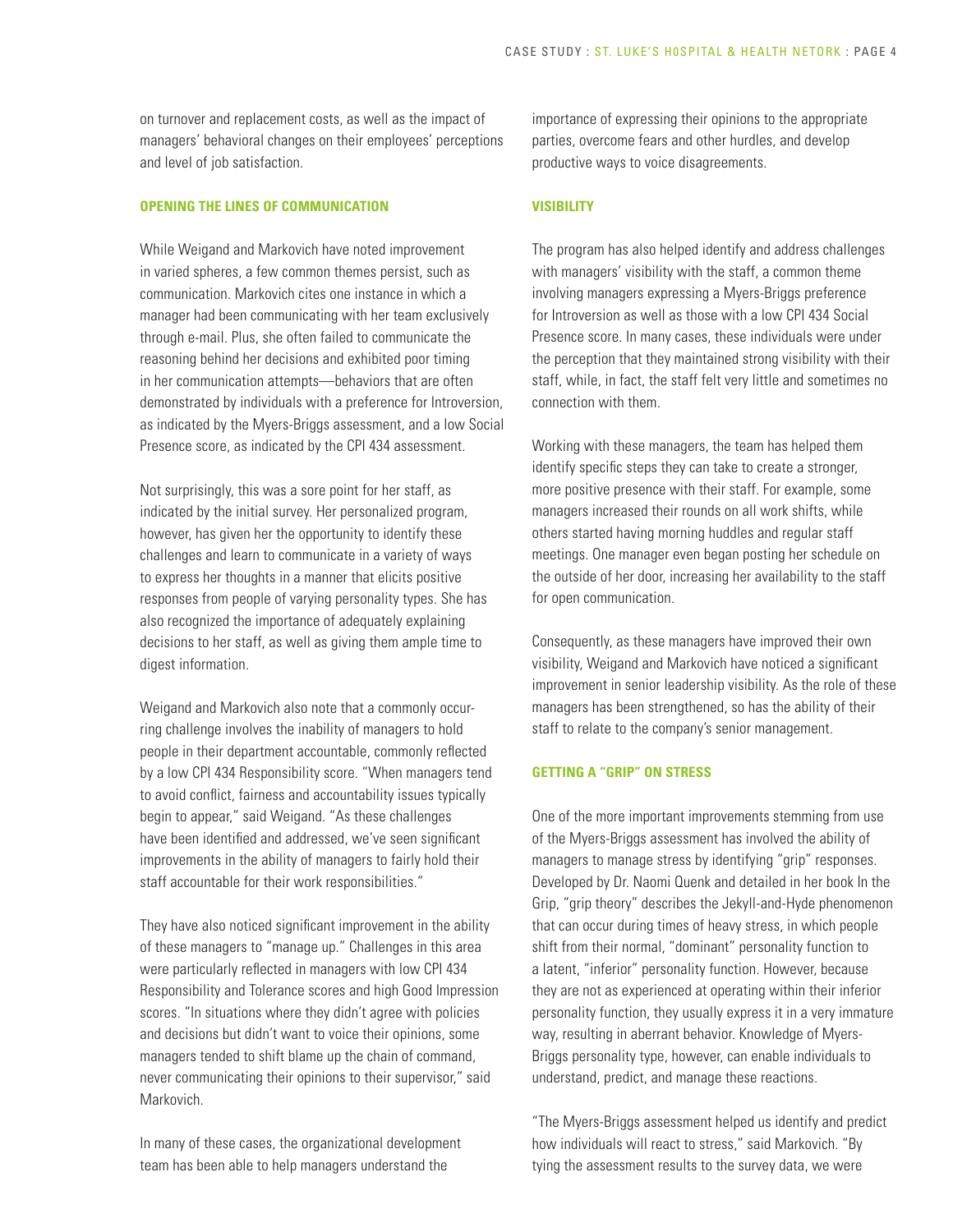on turnover and replacement costs, as well as the impact of managers' behavioral changes on their employees' perceptions and level of job satisfaction.

### OPENING THE LINES OF COMMUNICATION

While Weigand and Markovich have noted improvement in varied spheres, a few common themes persist, such as communication. Markovich cites one instance in which a manager had been communicating with her team exclusively through e-mail. Plus, she often failed to communicate the reasoning behind her decisions and exhibited poor timing in her communication attempts—behaviors that are often demonstrated by individuals with a preference for Introversion, as indicated by the Myers-Briggs assessment, and a low Social Presence score, as indicated by the CPI 434 assessment.

Not surprisingly, this was a sore point for her staff, as indicated by the initial survey. Her personalized program, however, has given her the opportunity to identify these challenges and learn to communicate in a variety of ways to express her thoughts in a manner that elicits positive responses from people of varying personality types. She has also recognized the importance of adequately explaining decisions to her staff, as well as giving them ample time to digest information.

Weigand and Markovich also note that a commonly occurring challenge involves the inability of managers to hold people in their department accountable, commonly reflected by a low CPI 434 Responsibility score. "When managers tend to avoid conflict, fairness and accountability issues typically begin to appear," said Weigand. "As these challenges have been identified and addressed, we've seen significant improvements in the ability of managers to fairly hold their staff accountable for their work responsibilities."

They have also noticed significant improvement in the ability of these managers to "manage up." Challenges in this area were particularly reflected in managers with low CPI 434 Responsibility and Tolerance scores and high Good Impression scores. "In situations where they didn't agree with policies and decisions but didn't want to voice their opinions, some managers tended to shift blame up the chain of command, never communicating their opinions to their supervisor," said Markovich.

In many of these cases, the organizational development team has been able to help managers understand the importance of expressing their opinions to the appropriate parties, overcome fears and other hurdles, and develop productive ways to voice disagreements.

### VISIBILITY

The program has also helped identify and address challenges with managers' visibility with the staff, a common theme involving managers expressing a Myers-Briggs preference for Introversion as well as those with a low CPI 434 Social Presence score. In many cases, these individuals were under the perception that they maintained strong visibility with their staff, while, in fact, the staff felt very little and sometimes no connection with them.

Working with these managers, the team has helped them identify specific steps they can take to create a stronger, more positive presence with their staff. For example, some managers increased their rounds on all work shifts, while others started having morning huddles and regular staff meetings. One manager even began posting her schedule on the outside of her door, increasing her availability to the staff for open communication.

Consequently, as these managers have improved their own visibility, Weigand and Markovich have noticed a significant improvement in senior leadership visibility. As the role of these managers has been strengthened, so has the ability of their staff to relate to the company's senior management.

### GETTING A "GRIP" ON STRESS

One of the more important improvements stemming from use of the Myers-Briggs assessment has involved the ability of managers to manage stress by identifying "grip" responses. Developed by Dr. Naomi Quenk and detailed in her book In the Grip, "grip theory" describes the Jekyll-and-Hyde phenomenon that can occur during times of heavy stress, in which people shift from their normal, "dominant" personality function to a latent, "inferior" personality function. However, because they are not as experienced at operating within their inferior personality function, they usually express it in a very immature way, resulting in aberrant behavior. Knowledge of Myers-Briggs personality type, however, can enable individuals to understand, predict, and manage these reactions.

"The Myers-Briggs assessment helped us identify and predict how individuals will react to stress," said Markovich. "By tying the assessment results to the survey data, we were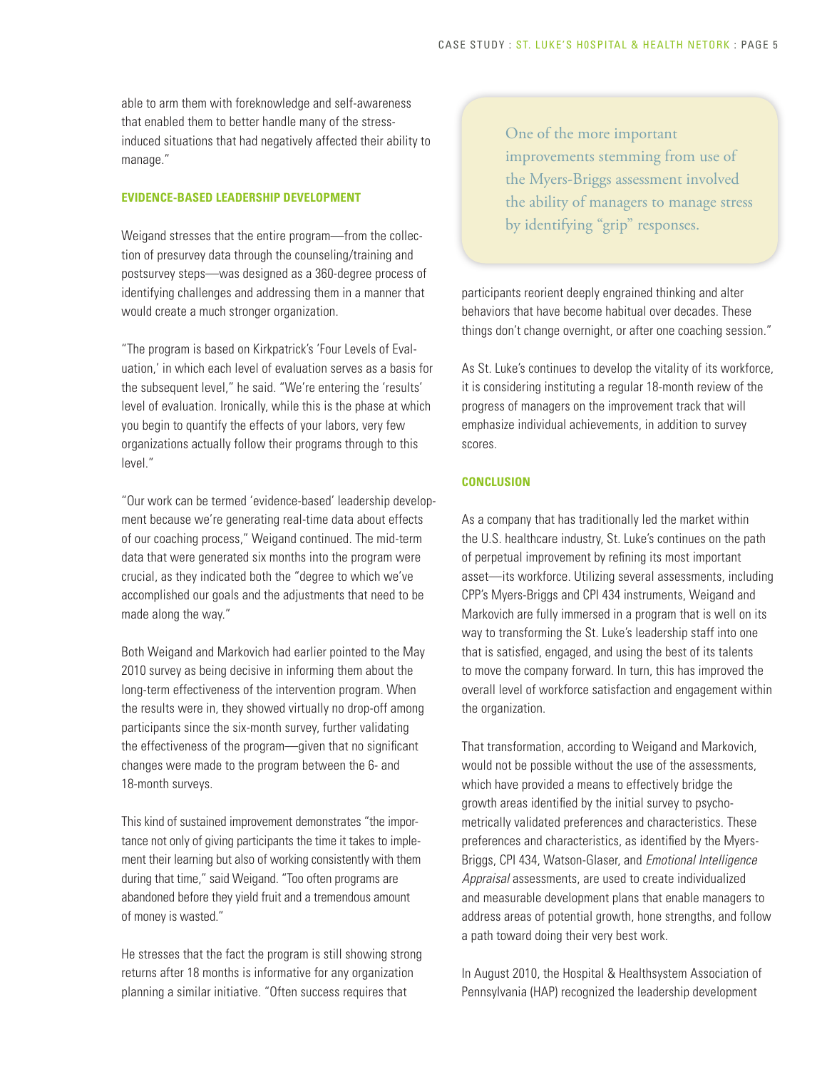able to arm them with foreknowledge and self-awareness that enabled them to better handle many of the stress-induced situations that had negatively affected their ability to manage."

### EVIDENCE-BASED LEADERSHIP DEVELOPMENT

Weigand stresses that the entire program—from the collection of presurvey data through the counseling/training and postsurvey steps—was designed as a 360-degree process of identifying challenges and addressing them in a manner that would create a much stronger organization.

"The program is based on Kirkpatrick's 'Four Levels of Evaluation,' in which each level of evaluation serves as a basis for the subsequent level," he said. "We're entering the 'results' level of evaluation. Ironically, while this is the phase at which you begin to quantify the effects of your labors, very few organizations actually follow their programs through to this level."

"Our work can be termed 'evidence-based' leadership development because we're generating real-time data about effects of our coaching process," Weigand continued. The mid-term data that were generated six months into the program were crucial, as they indicated both the "degree to which we've accomplished our goals and the adjustments that need to be made along the way."

Both Weigand and Markovich had earlier pointed to the May 2010 survey as being decisive in informing them about the long-term effectiveness of the intervention program. When the results were in, they showed virtually no drop-off among participants since the six-month survey, further validating the effectiveness of the program—given that no significant changes were made to the program between the 6- and 18-month surveys.

This kind of sustained improvement demonstrates "the importance not only of giving participants the time it takes to implement their learning but also of working consistently with them during that time," said Weigand. "Too often programs are abandoned before they yield fruit and a tremendous amount of money is wasted."

He stresses that the fact the program is still showing strong returns after 18 months is informative for any organization planning a similar initiative. "Often success requires that participants reorient deeply engrained thinking and alter behaviors that have become habitual over decades. These things don't change overnight, or after one coaching session."

> One of the more important improvements stemming from use of the Myers-Briggs assessment involved the ability of managers to manage stress by identifying "grip" responses.

As St. Luke's continues to develop the vitality of its workforce, it is considering instituting a regular 18-month review of the progress of managers on the improvement track that will emphasize individual achievements, in addition to survey scores.

### CONCLUSION

As a company that has traditionally led the market within the U.S. healthcare industry, St. Luke's continues on the path of perpetual improvement by refining its most important asset—its workforce. Utilizing several assessments, including CPP's Myers-Briggs and CPI 434 instruments, Weigand and Markovich are fully immersed in a program that is well on its way to transforming the St. Luke's leadership staff into one that is satisfied, engaged, and using the best of its talents to move the company forward. In turn, this has improved the overall level of workforce satisfaction and engagement within the organization.

That transformation, according to Weigand and Markovich, would not be possible without the use of the assessments, which have provided a means to effectively bridge the growth areas identified by the initial survey to psychometrically validated preferences and characteristics. These preferences and characteristics, as identified by the Myers-Briggs, CPI 434, Watson-Glaser, and *Emotional Intelligence Appraisal* assessments, are used to create individualized and measurable development plans that enable managers to address areas of potential growth, hone strengths, and follow a path toward doing their very best work.

In August 2010, the Hospital & Healthsystem Association of Pennsylvania (HAP) recognized the leadership development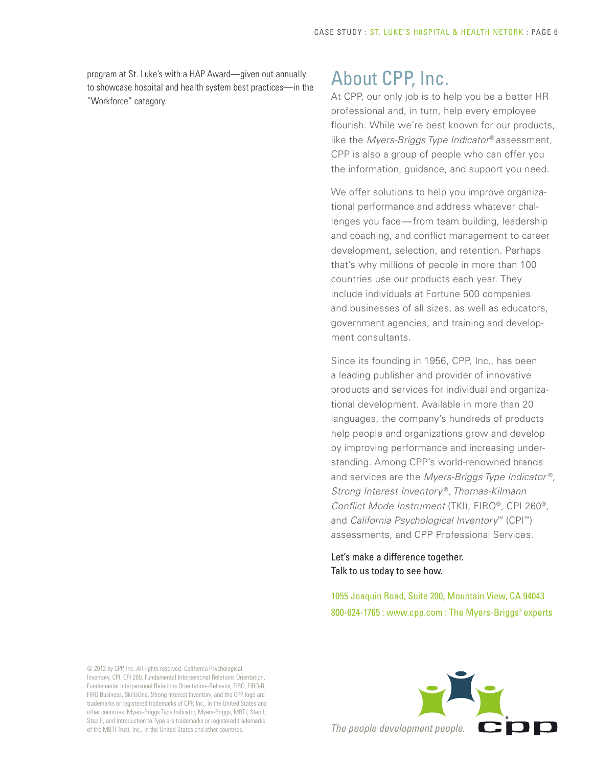program at St. Luke's with a HAP Award—given out annually to showcase hospital and health system best practices—in the "Workforce" category.

## About CPP, Inc.

At CPP, our only job is to help you be a better HR professional and, in turn, help every employee flourish. While we're best known for our products, like the *Myers-Briggs Type Indicator*® assessment, CPP is also a group of people who can offer you the information, guidance, and support you need.

We offer solutions to help you improve organizational performance and address whatever challenges you face—from team building, leadership and coaching, and conflict management to career development, selection, and retention. Perhaps that's why millions of people in more than 100 countries use our products each year. They include individuals at Fortune 500 companies and businesses of all sizes, as well as educators, government agencies, and training and development consultants.

Since its founding in 1956, CPP, Inc., has been a leading publisher and provider of innovative products and services for individual and organizational development. Available in more than 20 languages, the company's hundreds of products help people and organizations grow and develop by improving performance and increasing understanding. Among CPP's world-renowned brands and services are the *Myers-Briggs Type Indicator*®, *Strong Interest Inventory*®, *Thomas-Kilmann Conflict Mode Instrument* (TKI), FIRO®, CPI 260®, and *California Psychological Inventory*™ (CPI™) assessments, and CPP Professional Services.

Let's make a difference together.
Talk to us today to see how.

1055 Joaquin Road, Suite 200, Mountain View, CA 94043
800-624-1765 : www.cpp.com : The Myers-Briggs® experts

© 2012 by CPP, Inc. All rights reserved. California Psychological Inventory, CPI, CPI 260, Fundamental Interpersonal Relations Orientation, Fundamental Interpersonal Relations Orientation–Behavior, FIRO, FIRO-B, FIRO Business, SkillsOne, Strong Interest Inventory, and the CPP logo are trademarks or registered trademarks of CPP, Inc., in the United States and other countries. Myers-Briggs Type Indicator, Myers-Briggs, MBTI, Step I, Step II, and Introduction to Type are trademarks or registered trademarks of the MBTI Trust, Inc., in the United States and other countries.

*The people development people.*